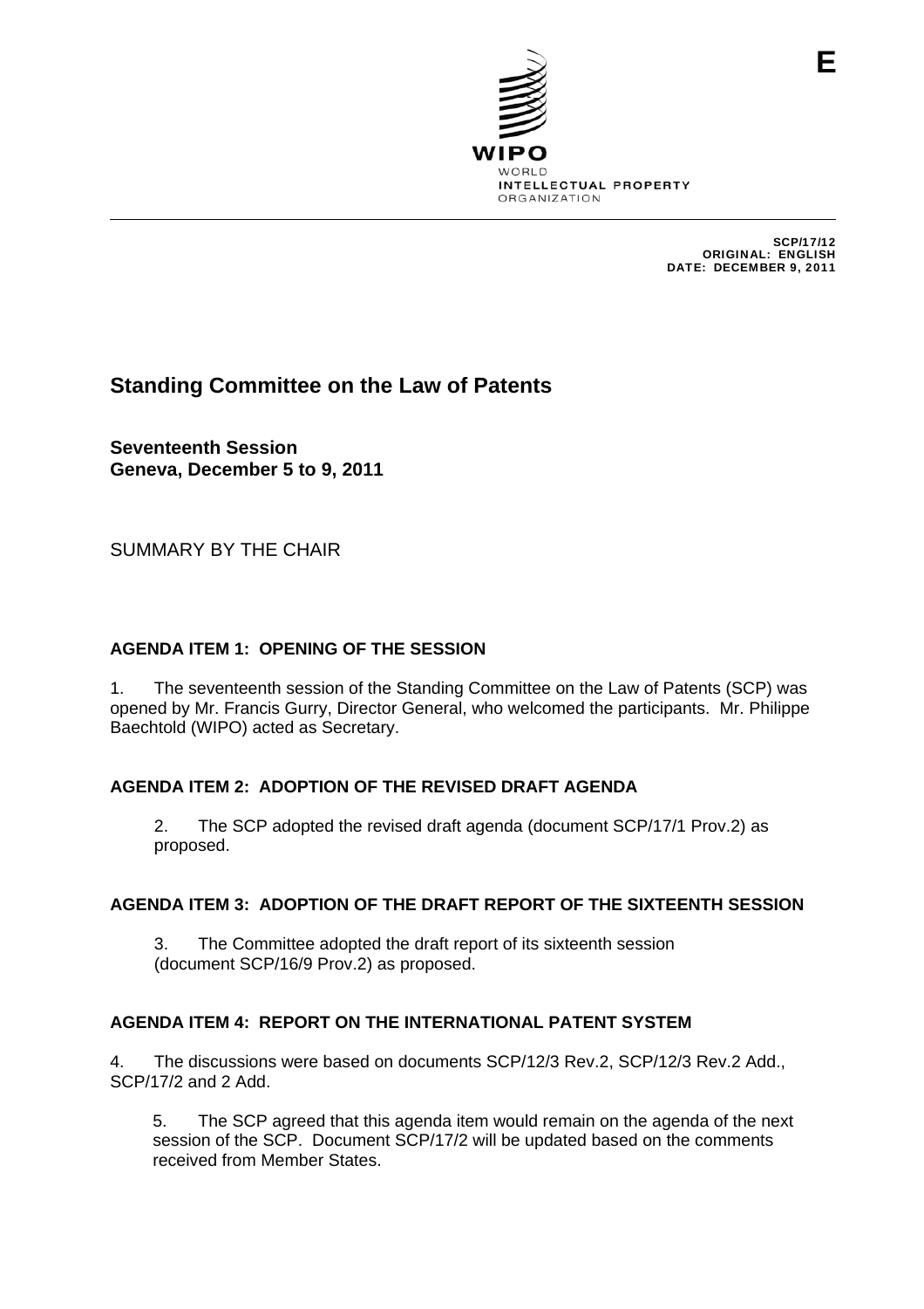E

WIPO
WORLD
INTELLECTUAL PROPERTY
ORGANIZATION

SCP/17/12
ORIGINAL: ENGLISH
DATE: DECEMBER 9, 2011

# Standing Committee on the Law of Patents

**Seventeenth Session**
**Geneva, December 5 to 9, 2011**

SUMMARY BY THE CHAIR

## AGENDA ITEM 1: OPENING OF THE SESSION

1. The seventeenth session of the Standing Committee on the Law of Patents (SCP) was opened by Mr. Francis Gurry, Director General, who welcomed the participants. Mr. Philippe Baechtold (WIPO) acted as Secretary.

## AGENDA ITEM 2: ADOPTION OF THE REVISED DRAFT AGENDA

2. The SCP adopted the revised draft agenda (document SCP/17/1 Prov.2) as proposed.

## AGENDA ITEM 3: ADOPTION OF THE DRAFT REPORT OF THE SIXTEENTH SESSION

3. The Committee adopted the draft report of its sixteenth session (document SCP/16/9 Prov.2) as proposed.

## AGENDA ITEM 4: REPORT ON THE INTERNATIONAL PATENT SYSTEM

4. The discussions were based on documents SCP/12/3 Rev.2, SCP/12/3 Rev.2 Add., SCP/17/2 and 2 Add.

5. The SCP agreed that this agenda item would remain on the agenda of the next session of the SCP. Document SCP/17/2 will be updated based on the comments received from Member States.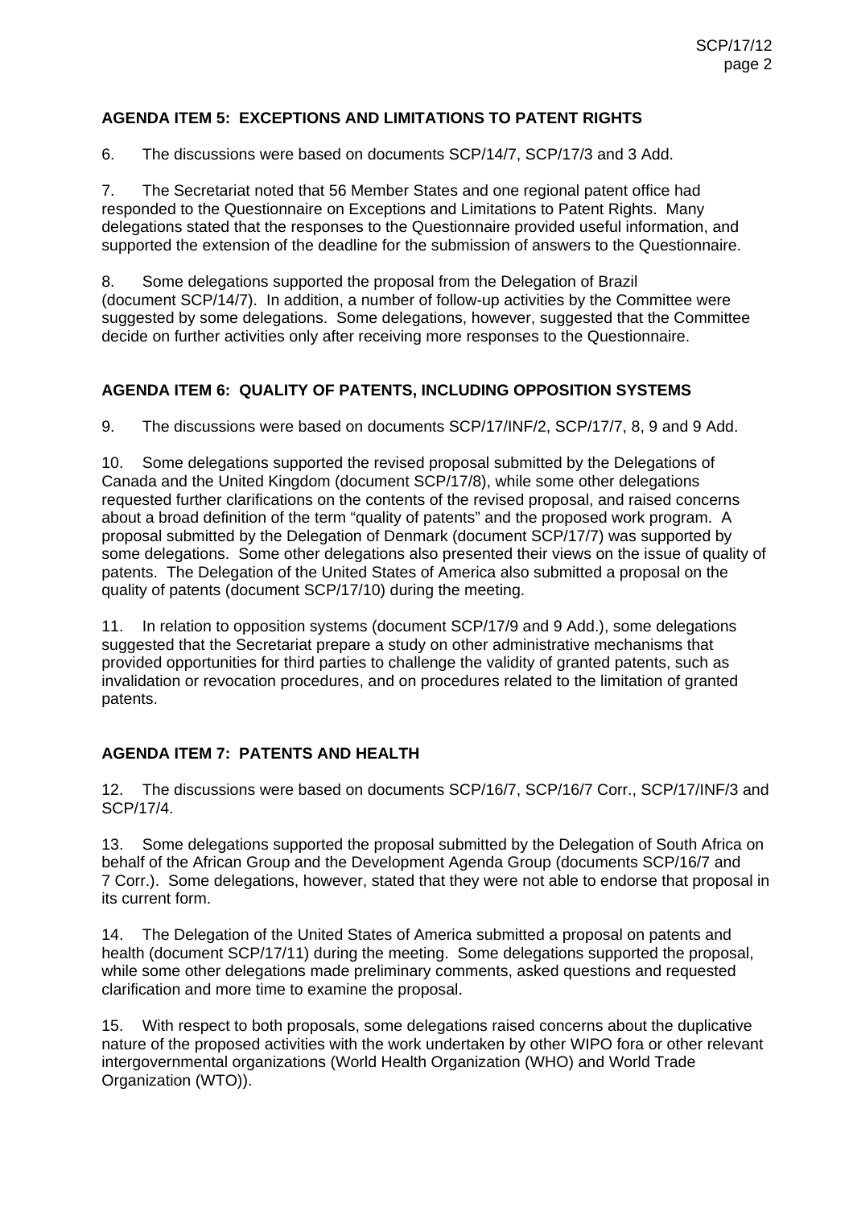## AGENDA ITEM 5: EXCEPTIONS AND LIMITATIONS TO PATENT RIGHTS

6. The discussions were based on documents SCP/14/7, SCP/17/3 and 3 Add.

7. The Secretariat noted that 56 Member States and one regional patent office had responded to the Questionnaire on Exceptions and Limitations to Patent Rights. Many delegations stated that the responses to the Questionnaire provided useful information, and supported the extension of the deadline for the submission of answers to the Questionnaire.

8. Some delegations supported the proposal from the Delegation of Brazil (document SCP/14/7). In addition, a number of follow-up activities by the Committee were suggested by some delegations. Some delegations, however, suggested that the Committee decide on further activities only after receiving more responses to the Questionnaire.

## AGENDA ITEM 6: QUALITY OF PATENTS, INCLUDING OPPOSITION SYSTEMS

9. The discussions were based on documents SCP/17/INF/2, SCP/17/7, 8, 9 and 9 Add.

10. Some delegations supported the revised proposal submitted by the Delegations of Canada and the United Kingdom (document SCP/17/8), while some other delegations requested further clarifications on the contents of the revised proposal, and raised concerns about a broad definition of the term "quality of patents" and the proposed work program. A proposal submitted by the Delegation of Denmark (document SCP/17/7) was supported by some delegations. Some other delegations also presented their views on the issue of quality of patents. The Delegation of the United States of America also submitted a proposal on the quality of patents (document SCP/17/10) during the meeting.

11. In relation to opposition systems (document SCP/17/9 and 9 Add.), some delegations suggested that the Secretariat prepare a study on other administrative mechanisms that provided opportunities for third parties to challenge the validity of granted patents, such as invalidation or revocation procedures, and on procedures related to the limitation of granted patents.

## AGENDA ITEM 7: PATENTS AND HEALTH

12. The discussions were based on documents SCP/16/7, SCP/16/7 Corr., SCP/17/INF/3 and SCP/17/4.

13. Some delegations supported the proposal submitted by the Delegation of South Africa on behalf of the African Group and the Development Agenda Group (documents SCP/16/7 and 7 Corr.). Some delegations, however, stated that they were not able to endorse that proposal in its current form.

14. The Delegation of the United States of America submitted a proposal on patents and health (document SCP/17/11) during the meeting. Some delegations supported the proposal, while some other delegations made preliminary comments, asked questions and requested clarification and more time to examine the proposal.

15. With respect to both proposals, some delegations raised concerns about the duplicative nature of the proposed activities with the work undertaken by other WIPO fora or other relevant intergovernmental organizations (World Health Organization (WHO) and World Trade Organization (WTO)).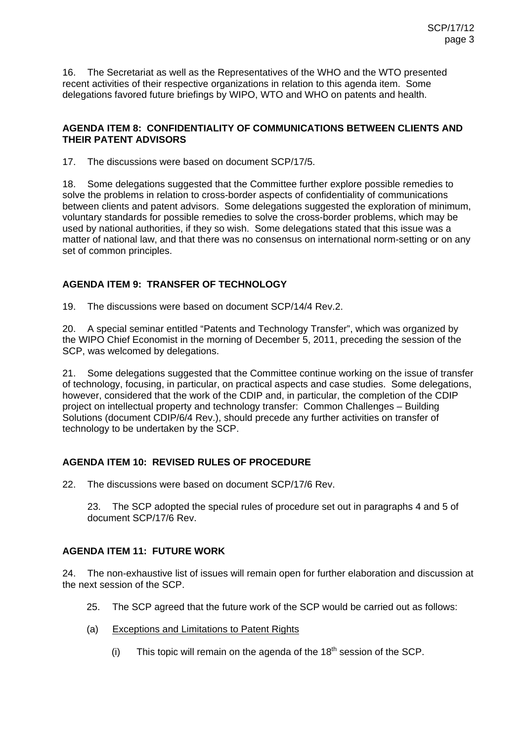16. The Secretariat as well as the Representatives of the WHO and the WTO presented recent activities of their respective organizations in relation to this agenda item. Some delegations favored future briefings by WIPO, WTO and WHO on patents and health.

## AGENDA ITEM 8: CONFIDENTIALITY OF COMMUNICATIONS BETWEEN CLIENTS AND THEIR PATENT ADVISORS

17. The discussions were based on document SCP/17/5.

18. Some delegations suggested that the Committee further explore possible remedies to solve the problems in relation to cross-border aspects of confidentiality of communications between clients and patent advisors. Some delegations suggested the exploration of minimum, voluntary standards for possible remedies to solve the cross-border problems, which may be used by national authorities, if they so wish. Some delegations stated that this issue was a matter of national law, and that there was no consensus on international norm-setting or on any set of common principles.

## AGENDA ITEM 9: TRANSFER OF TECHNOLOGY

19. The discussions were based on document SCP/14/4 Rev.2.

20. A special seminar entitled "Patents and Technology Transfer", which was organized by the WIPO Chief Economist in the morning of December 5, 2011, preceding the session of the SCP, was welcomed by delegations.

21. Some delegations suggested that the Committee continue working on the issue of transfer of technology, focusing, in particular, on practical aspects and case studies. Some delegations, however, considered that the work of the CDIP and, in particular, the completion of the CDIP project on intellectual property and technology transfer: Common Challenges – Building Solutions (document CDIP/6/4 Rev.), should precede any further activities on transfer of technology to be undertaken by the SCP.

## AGENDA ITEM 10: REVISED RULES OF PROCEDURE

22. The discussions were based on document SCP/17/6 Rev.

> 23. The SCP adopted the special rules of procedure set out in paragraphs 4 and 5 of document SCP/17/6 Rev.

## AGENDA ITEM 11: FUTURE WORK

24. The non-exhaustive list of issues will remain open for further elaboration and discussion at the next session of the SCP.

25. The SCP agreed that the future work of the SCP would be carried out as follows:

(a) Exceptions and Limitations to Patent Rights

(i) This topic will remain on the agenda of the 18th session of the SCP.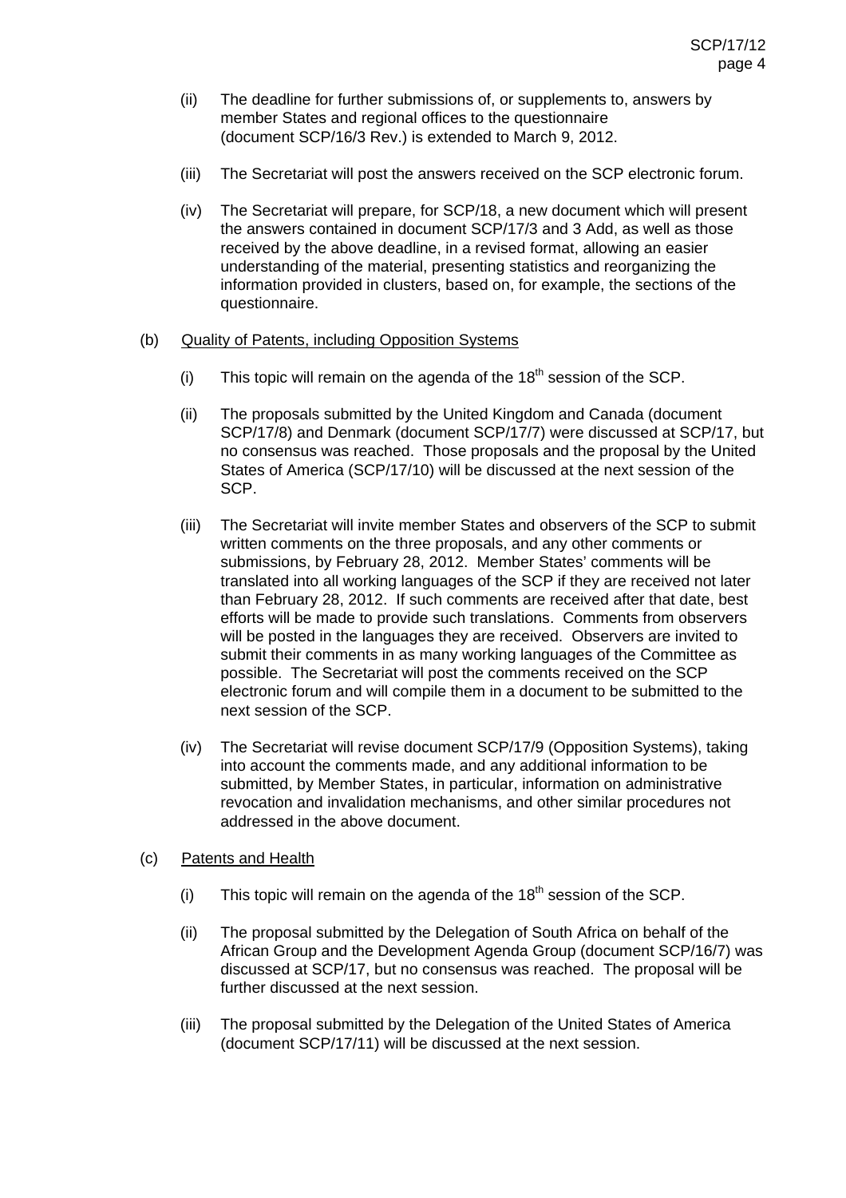(ii) The deadline for further submissions of, or supplements to, answers by member States and regional offices to the questionnaire (document SCP/16/3 Rev.) is extended to March 9, 2012.

(iii) The Secretariat will post the answers received on the SCP electronic forum.

(iv) The Secretariat will prepare, for SCP/18, a new document which will present the answers contained in document SCP/17/3 and 3 Add, as well as those received by the above deadline, in a revised format, allowing an easier understanding of the material, presenting statistics and reorganizing the information provided in clusters, based on, for example, the sections of the questionnaire.

(b) Quality of Patents, including Opposition Systems

(i) This topic will remain on the agenda of the 18th session of the SCP.

(ii) The proposals submitted by the United Kingdom and Canada (document SCP/17/8) and Denmark (document SCP/17/7) were discussed at SCP/17, but no consensus was reached. Those proposals and the proposal by the United States of America (SCP/17/10) will be discussed at the next session of the SCP.

(iii) The Secretariat will invite member States and observers of the SCP to submit written comments on the three proposals, and any other comments or submissions, by February 28, 2012. Member States' comments will be translated into all working languages of the SCP if they are received not later than February 28, 2012. If such comments are received after that date, best efforts will be made to provide such translations. Comments from observers will be posted in the languages they are received. Observers are invited to submit their comments in as many working languages of the Committee as possible. The Secretariat will post the comments received on the SCP electronic forum and will compile them in a document to be submitted to the next session of the SCP.

(iv) The Secretariat will revise document SCP/17/9 (Opposition Systems), taking into account the comments made, and any additional information to be submitted, by Member States, in particular, information on administrative revocation and invalidation mechanisms, and other similar procedures not addressed in the above document.

(c) Patents and Health

(i) This topic will remain on the agenda of the 18th session of the SCP.

(ii) The proposal submitted by the Delegation of South Africa on behalf of the African Group and the Development Agenda Group (document SCP/16/7) was discussed at SCP/17, but no consensus was reached. The proposal will be further discussed at the next session.

(iii) The proposal submitted by the Delegation of the United States of America (document SCP/17/11) will be discussed at the next session.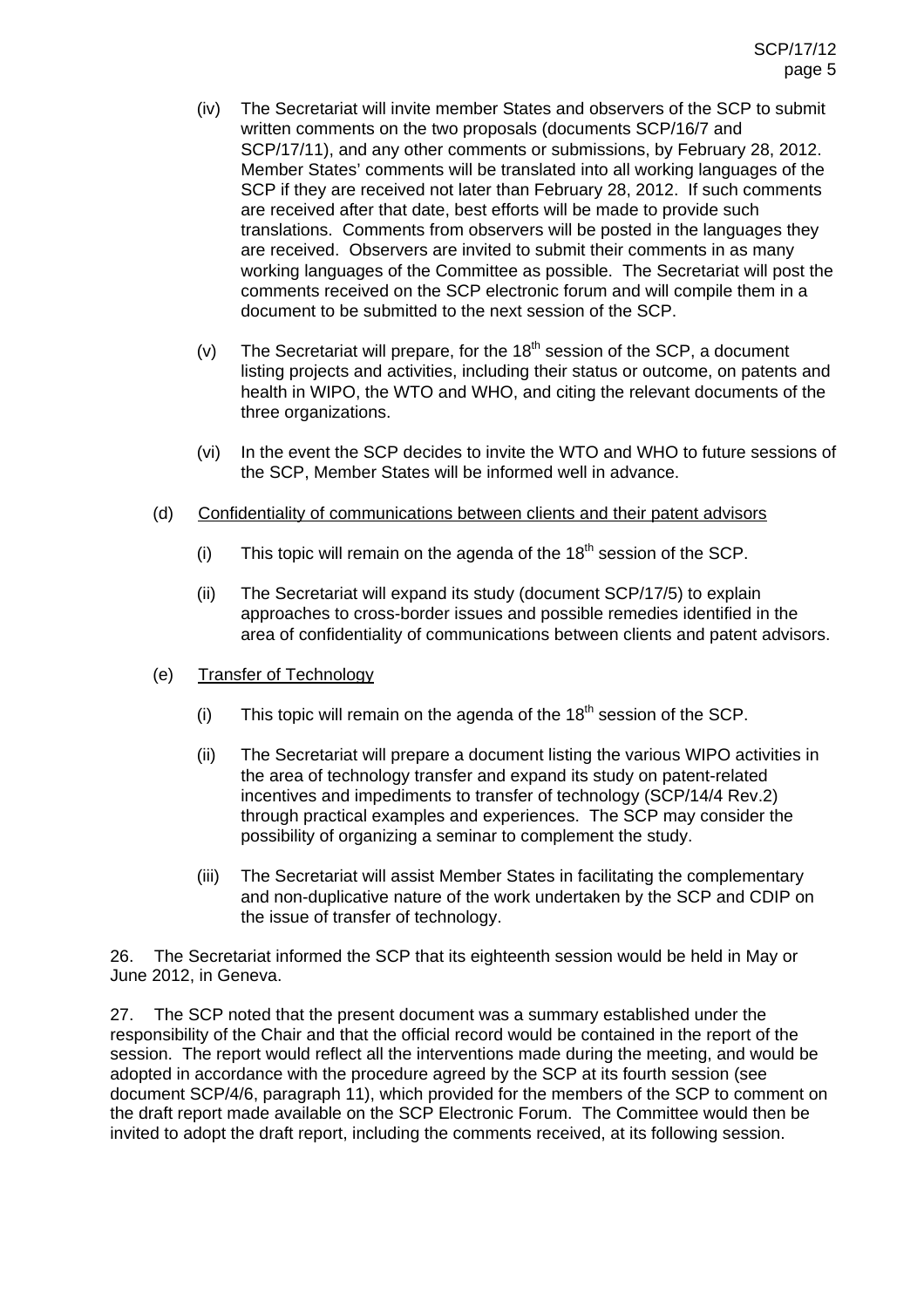(iv) The Secretariat will invite member States and observers of the SCP to submit written comments on the two proposals (documents SCP/16/7 and SCP/17/11), and any other comments or submissions, by February 28, 2012. Member States' comments will be translated into all working languages of the SCP if they are received not later than February 28, 2012. If such comments are received after that date, best efforts will be made to provide such translations. Comments from observers will be posted in the languages they are received. Observers are invited to submit their comments in as many working languages of the Committee as possible. The Secretariat will post the comments received on the SCP electronic forum and will compile them in a document to be submitted to the next session of the SCP.

(v) The Secretariat will prepare, for the 18th session of the SCP, a document listing projects and activities, including their status or outcome, on patents and health in WIPO, the WTO and WHO, and citing the relevant documents of the three organizations.

(vi) In the event the SCP decides to invite the WTO and WHO to future sessions of the SCP, Member States will be informed well in advance.

(d) Confidentiality of communications between clients and their patent advisors

(i) This topic will remain on the agenda of the 18th session of the SCP.

(ii) The Secretariat will expand its study (document SCP/17/5) to explain approaches to cross-border issues and possible remedies identified in the area of confidentiality of communications between clients and patent advisors.

(e) Transfer of Technology

(i) This topic will remain on the agenda of the 18th session of the SCP.

(ii) The Secretariat will prepare a document listing the various WIPO activities in the area of technology transfer and expand its study on patent-related incentives and impediments to transfer of technology (SCP/14/4 Rev.2) through practical examples and experiences. The SCP may consider the possibility of organizing a seminar to complement the study.

(iii) The Secretariat will assist Member States in facilitating the complementary and non-duplicative nature of the work undertaken by the SCP and CDIP on the issue of transfer of technology.

26. The Secretariat informed the SCP that its eighteenth session would be held in May or June 2012, in Geneva.

27. The SCP noted that the present document was a summary established under the responsibility of the Chair and that the official record would be contained in the report of the session. The report would reflect all the interventions made during the meeting, and would be adopted in accordance with the procedure agreed by the SCP at its fourth session (see document SCP/4/6, paragraph 11), which provided for the members of the SCP to comment on the draft report made available on the SCP Electronic Forum. The Committee would then be invited to adopt the draft report, including the comments received, at its following session.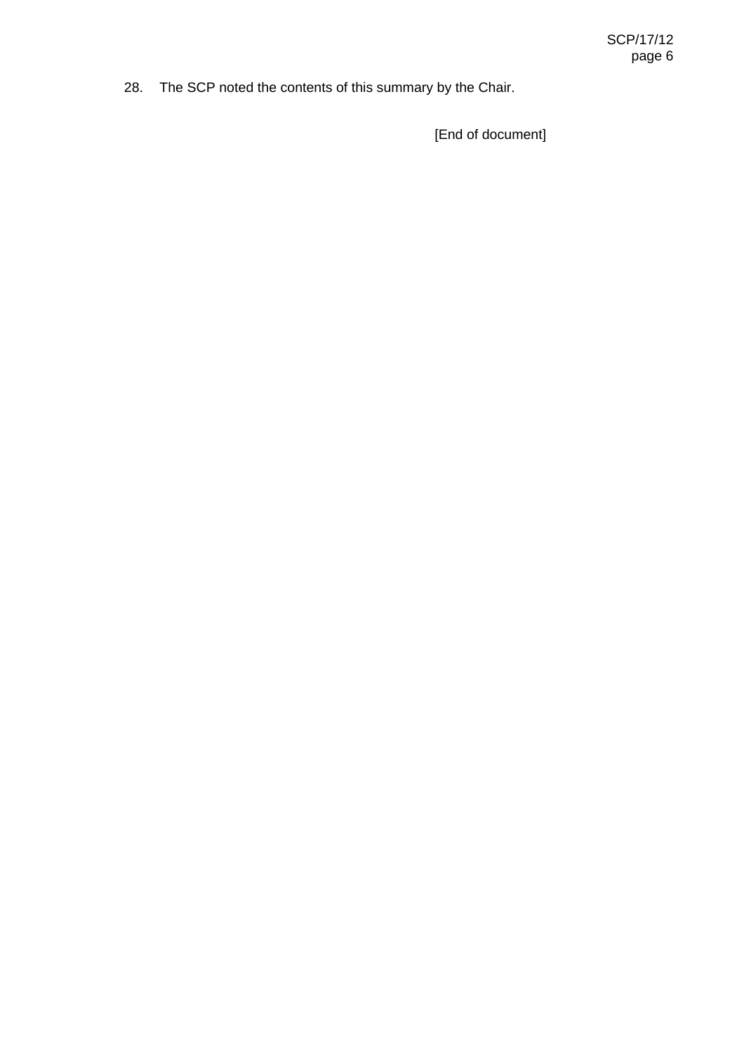28. The SCP noted the contents of this summary by the Chair.

[End of document]